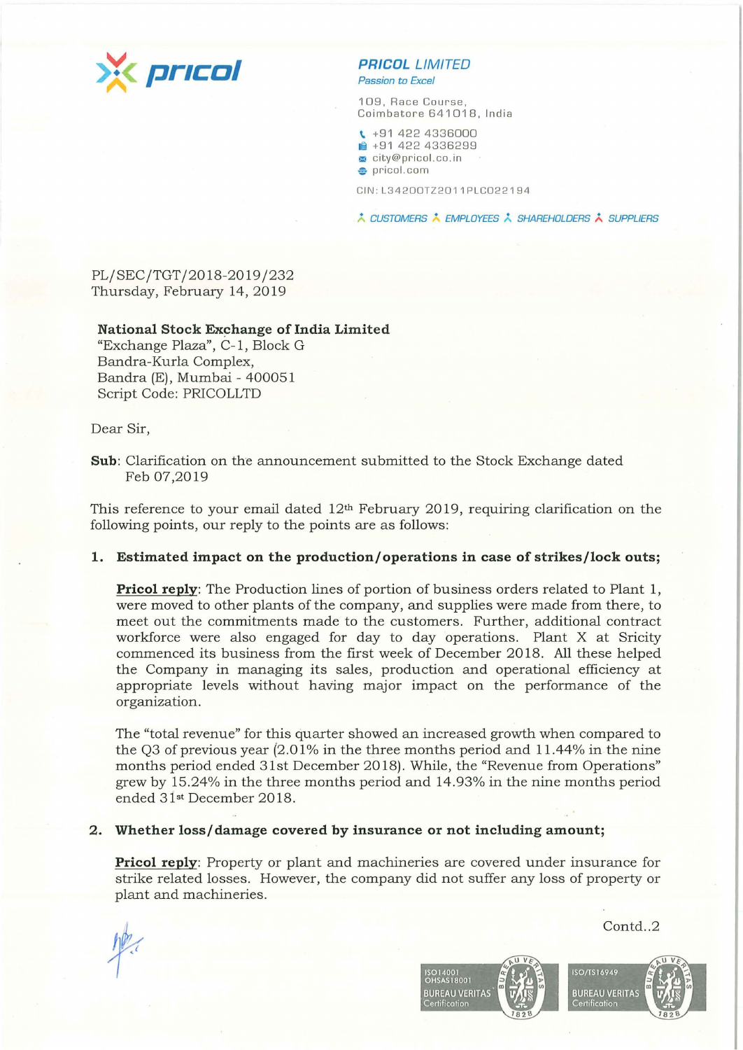**PRICOL LIMITED**
*Passion to Excel*

109, Race Course,
Coimbatore 641018, India

+91 422 4336000
+91 422 4336299
city@pricol.co.in
pricol.com

CIN: L34200TZ2011PLC022194

CUSTOMERS EMPLOYEES SHAREHOLDERS SUPPLIERS

PL/SEC/TGT/2018-2019/232
Thursday, February 14, 2019

**National Stock Exchange of India Limited**
"Exchange Plaza", C-1, Block G
Bandra-Kurla Complex,
Bandra (E), Mumbai - 400051
Script Code: PRICOLLTD

Dear Sir,

**Sub**: Clarification on the announcement submitted to the Stock Exchange dated Feb 07,2019

This reference to your email dated 12th February 2019, requiring clarification on the following points, our reply to the points are as follows:

1. **Estimated impact on the production/operations in case of strikes/lock outs;**

   **Pricol reply**: The Production lines of portion of business orders related to Plant 1, were moved to other plants of the company, and supplies were made from there, to meet out the commitments made to the customers. Further, additional contract workforce were also engaged for day to day operations. Plant X at Sricity commenced its business from the first week of December 2018. All these helped the Company in managing its sales, production and operational efficiency at appropriate levels without having major impact on the performance of the organization.

   The "total revenue" for this quarter showed an increased growth when compared to the Q3 of previous year (2.01% in the three months period and 11.44% in the nine months period ended 31st December 2018). While, the "Revenue from Operations" grew by 15.24% in the three months period and 14.93% in the nine months period ended 31st December 2018.

2. **Whether loss/damage covered by insurance or not including amount;**

   **Pricol reply**: Property or plant and machineries are covered under insurance for strike related losses. However, the company did not suffer any loss of property or plant and machineries.

Contd..2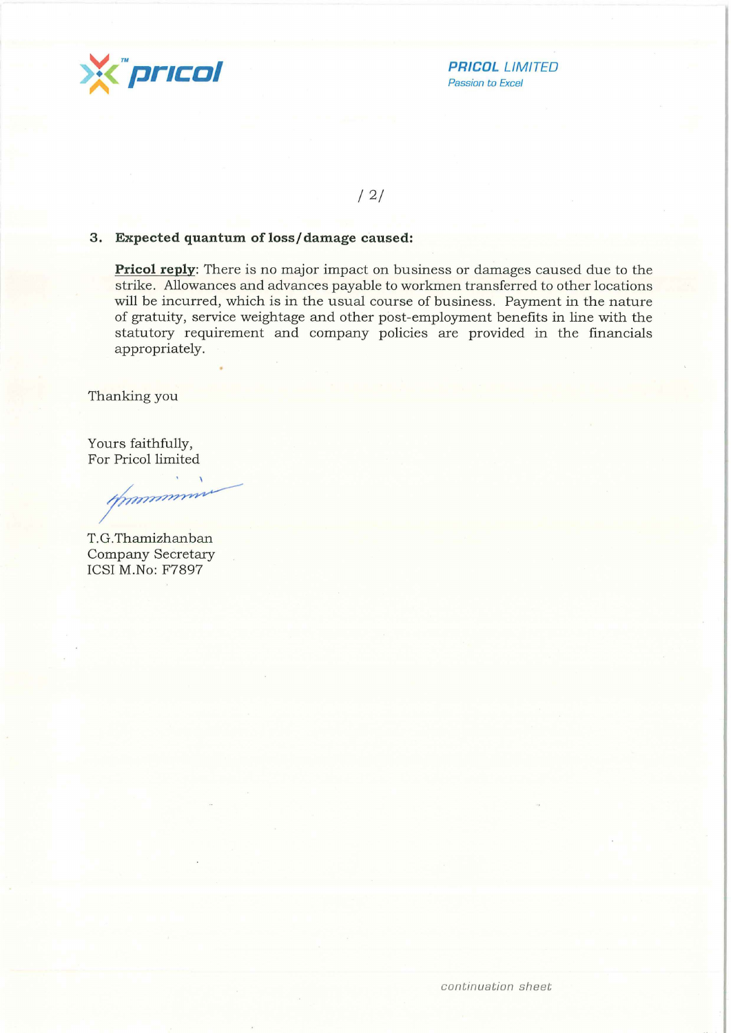**3. Expected quantum of loss/damage caused:**

**Pricol reply**: There is no major impact on business or damages caused due to the strike. Allowances and advances payable to workmen transferred to other locations will be incurred, which is in the usual course of business. Payment in the nature of gratuity, service weightage and other post-employment benefits in line with the statutory requirement and company policies are provided in the financials appropriately.

Thanking you

Yours faithfully,
For Pricol limited

T.G.Thamizhanban
Company Secretary
ICSI M.No: F7897